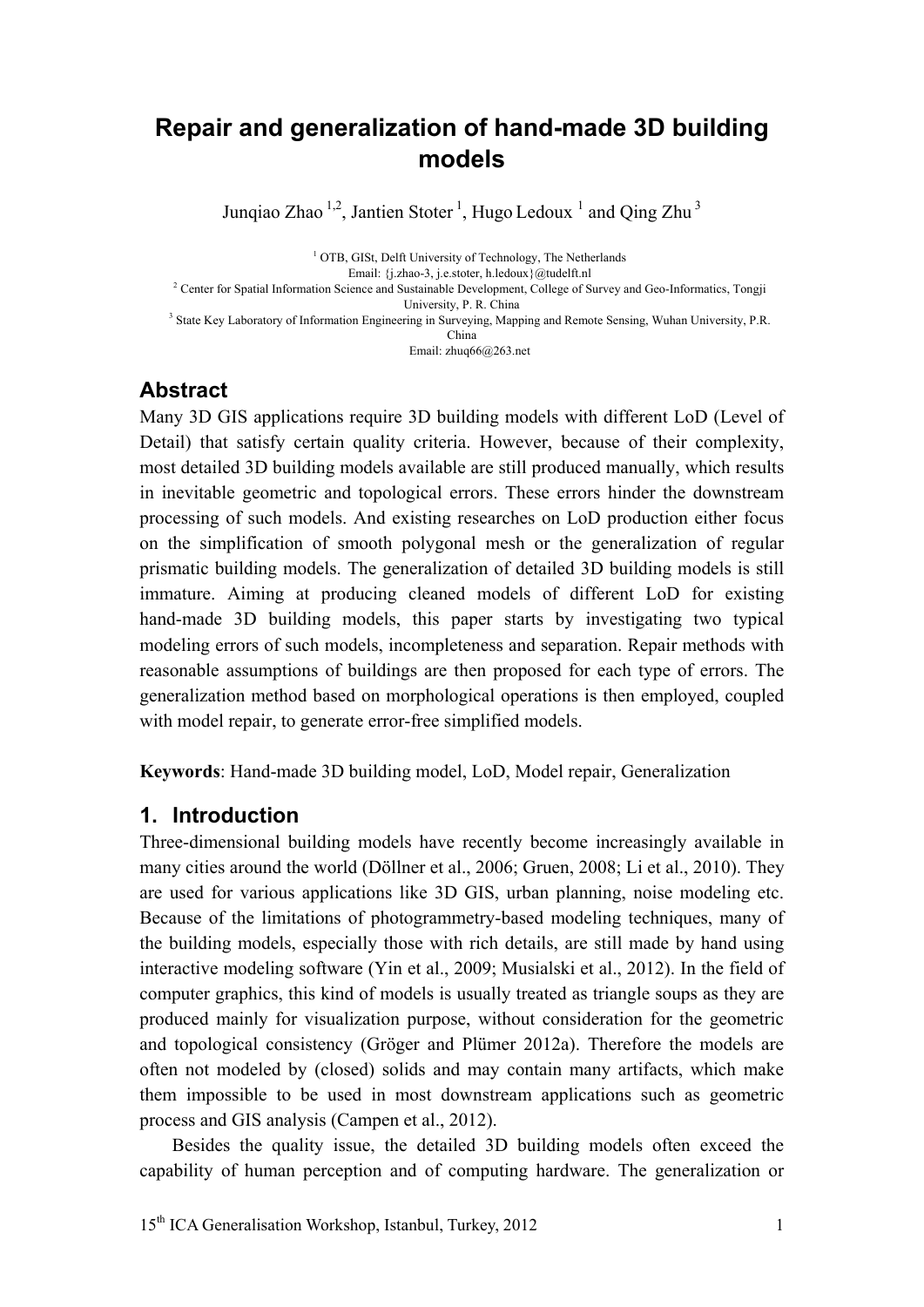# Repair and generalization of hand-made 3D building models

Junqiao Zhao [1,2], Jantien Stoter [1], Hugo Ledoux [1] and Qing Zhu [3]

[1] OTB, GISt, Delft University of Technology, The Netherlands
Email: {j.zhao-3, j.e.stoter, h.ledoux}@tudelft.nl
[2] Center for Spatial Information Science and Sustainable Development, College of Survey and Geo-Informatics, Tongji University, P. R. China
[3] State Key Laboratory of Information Engineering in Surveying, Mapping and Remote Sensing, Wuhan University, P.R. China
Email: zhuq66@263.net

## Abstract

Many 3D GIS applications require 3D building models with different LoD (Level of Detail) that satisfy certain quality criteria. However, because of their complexity, most detailed 3D building models available are still produced manually, which results in inevitable geometric and topological errors. These errors hinder the downstream processing of such models. And existing researches on LoD production either focus on the simplification of smooth polygonal mesh or the generalization of regular prismatic building models. The generalization of detailed 3D building models is still immature. Aiming at producing cleaned models of different LoD for existing hand-made 3D building models, this paper starts by investigating two typical modeling errors of such models, incompleteness and separation. Repair methods with reasonable assumptions of buildings are then proposed for each type of errors. The generalization method based on morphological operations is then employed, coupled with model repair, to generate error-free simplified models.

**Keywords**: Hand-made 3D building model, LoD, Model repair, Generalization

## 1. Introduction

Three-dimensional building models have recently become increasingly available in many cities around the world (Döllner et al., 2006; Gruen, 2008; Li et al., 2010). They are used for various applications like 3D GIS, urban planning, noise modeling etc. Because of the limitations of photogrammetry-based modeling techniques, many of the building models, especially those with rich details, are still made by hand using interactive modeling software (Yin et al., 2009; Musialski et al., 2012). In the field of computer graphics, this kind of models is usually treated as triangle soups as they are produced mainly for visualization purpose, without consideration for the geometric and topological consistency (Gröger and Plümer 2012a). Therefore the models are often not modeled by (closed) solids and may contain many artifacts, which make them impossible to be used in most downstream applications such as geometric process and GIS analysis (Campen et al., 2012).

Besides the quality issue, the detailed 3D building models often exceed the capability of human perception and of computing hardware. The generalization or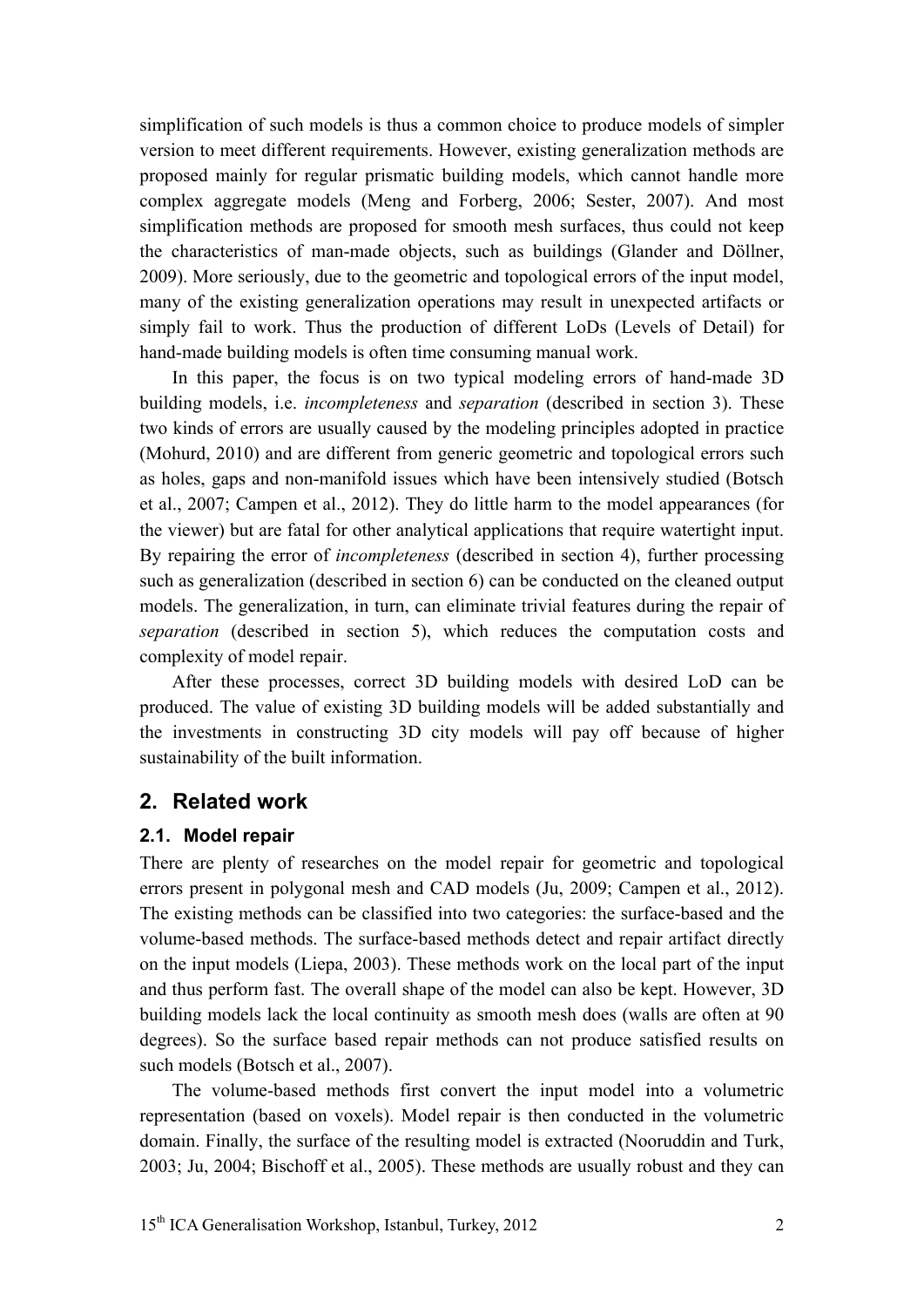simplification of such models is thus a common choice to produce models of simpler version to meet different requirements. However, existing generalization methods are proposed mainly for regular prismatic building models, which cannot handle more complex aggregate models (Meng and Forberg, 2006; Sester, 2007). And most simplification methods are proposed for smooth mesh surfaces, thus could not keep the characteristics of man-made objects, such as buildings (Glander and Döllner, 2009). More seriously, due to the geometric and topological errors of the input model, many of the existing generalization operations may result in unexpected artifacts or simply fail to work. Thus the production of different LoDs (Levels of Detail) for hand-made building models is often time consuming manual work.

In this paper, the focus is on two typical modeling errors of hand-made 3D building models, i.e. *incompleteness* and *separation* (described in section 3). These two kinds of errors are usually caused by the modeling principles adopted in practice (Mohurd, 2010) and are different from generic geometric and topological errors such as holes, gaps and non-manifold issues which have been intensively studied (Botsch et al., 2007; Campen et al., 2012). They do little harm to the model appearances (for the viewer) but are fatal for other analytical applications that require watertight input. By repairing the error of *incompleteness* (described in section 4), further processing such as generalization (described in section 6) can be conducted on the cleaned output models. The generalization, in turn, can eliminate trivial features during the repair of *separation* (described in section 5), which reduces the computation costs and complexity of model repair.

After these processes, correct 3D building models with desired LoD can be produced. The value of existing 3D building models will be added substantially and the investments in constructing 3D city models will pay off because of higher sustainability of the built information.

## 2. Related work

### 2.1. Model repair

There are plenty of researches on the model repair for geometric and topological errors present in polygonal mesh and CAD models (Ju, 2009; Campen et al., 2012). The existing methods can be classified into two categories: the surface-based and the volume-based methods. The surface-based methods detect and repair artifact directly on the input models (Liepa, 2003). These methods work on the local part of the input and thus perform fast. The overall shape of the model can also be kept. However, 3D building models lack the local continuity as smooth mesh does (walls are often at 90 degrees). So the surface based repair methods can not produce satisfied results on such models (Botsch et al., 2007).

The volume-based methods first convert the input model into a volumetric representation (based on voxels). Model repair is then conducted in the volumetric domain. Finally, the surface of the resulting model is extracted (Nooruddin and Turk, 2003; Ju, 2004; Bischoff et al., 2005). These methods are usually robust and they can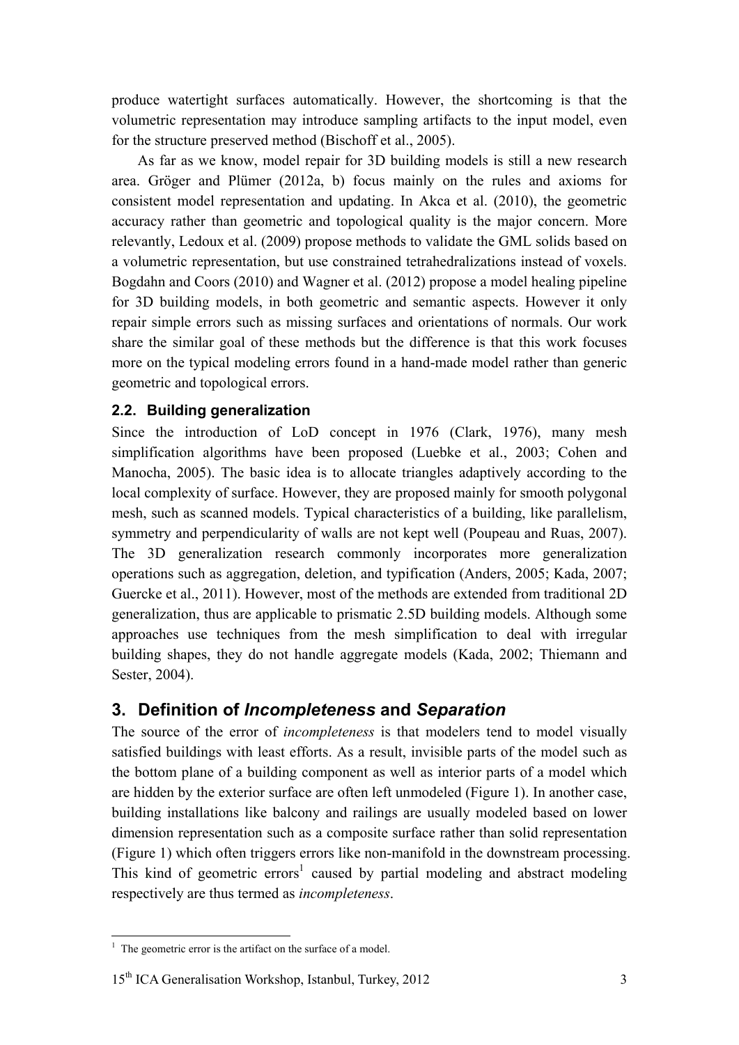produce watertight surfaces automatically. However, the shortcoming is that the volumetric representation may introduce sampling artifacts to the input model, even for the structure preserved method (Bischoff et al., 2005).

As far as we know, model repair for 3D building models is still a new research area. Gröger and Plümer (2012a, b) focus mainly on the rules and axioms for consistent model representation and updating. In Akca et al. (2010), the geometric accuracy rather than geometric and topological quality is the major concern. More relevantly, Ledoux et al. (2009) propose methods to validate the GML solids based on a volumetric representation, but use constrained tetrahedralizations instead of voxels. Bogdahn and Coors (2010) and Wagner et al. (2012) propose a model healing pipeline for 3D building models, in both geometric and semantic aspects. However it only repair simple errors such as missing surfaces and orientations of normals. Our work share the similar goal of these methods but the difference is that this work focuses more on the typical modeling errors found in a hand-made model rather than generic geometric and topological errors.

### 2.2. Building generalization

Since the introduction of LoD concept in 1976 (Clark, 1976), many mesh simplification algorithms have been proposed (Luebke et al., 2003; Cohen and Manocha, 2005). The basic idea is to allocate triangles adaptively according to the local complexity of surface. However, they are proposed mainly for smooth polygonal mesh, such as scanned models. Typical characteristics of a building, like parallelism, symmetry and perpendicularity of walls are not kept well (Poupeau and Ruas, 2007). The 3D generalization research commonly incorporates more generalization operations such as aggregation, deletion, and typification (Anders, 2005; Kada, 2007; Guercke et al., 2011). However, most of the methods are extended from traditional 2D generalization, thus are applicable to prismatic 2.5D building models. Although some approaches use techniques from the mesh simplification to deal with irregular building shapes, they do not handle aggregate models (Kada, 2002; Thiemann and Sester, 2004).

## 3. Definition of *Incompleteness* and *Separation*

The source of the error of *incompleteness* is that modelers tend to model visually satisfied buildings with least efforts. As a result, invisible parts of the model such as the bottom plane of a building component as well as interior parts of a model which are hidden by the exterior surface are often left unmodeled (Figure 1). In another case, building installations like balcony and railings are usually modeled based on lower dimension representation such as a composite surface rather than solid representation (Figure 1) which often triggers errors like non-manifold in the downstream processing. This kind of geometric errors[1] caused by partial modeling and abstract modeling respectively are thus termed as *incompleteness*.

[1] The geometric error is the artifact on the surface of a model.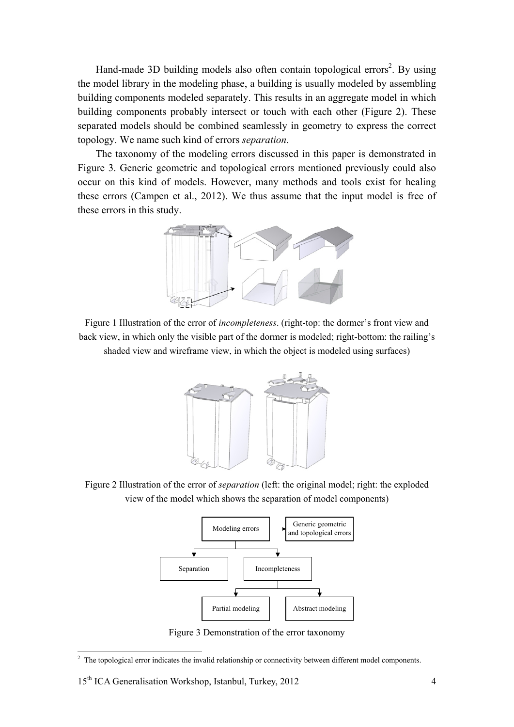Hand-made 3D building models also often contain topological errors[2]. By using the model library in the modeling phase, a building is usually modeled by assembling building components modeled separately. This results in an aggregate model in which building components probably intersect or touch with each other (Figure 2). These separated models should be combined seamlessly in geometry to express the correct topology. We name such kind of errors *separation*.

The taxonomy of the modeling errors discussed in this paper is demonstrated in Figure 3. Generic geometric and topological errors mentioned previously could also occur on this kind of models. However, many methods and tools exist for healing these errors (Campen et al., 2012). We thus assume that the input model is free of these errors in this study.

Figure 1 Illustration of the error of *incompleteness*. (right-top: the dormer's front view and back view, in which only the visible part of the dormer is modeled; right-bottom: the railing's shaded view and wireframe view, in which the object is modeled using surfaces)

Figure 2 Illustration of the error of *separation* (left: the original model; right: the exploded view of the model which shows the separation of model components)

Figure 3 Demonstration of the error taxonomy

[2] The topological error indicates the invalid relationship or connectivity between different model components.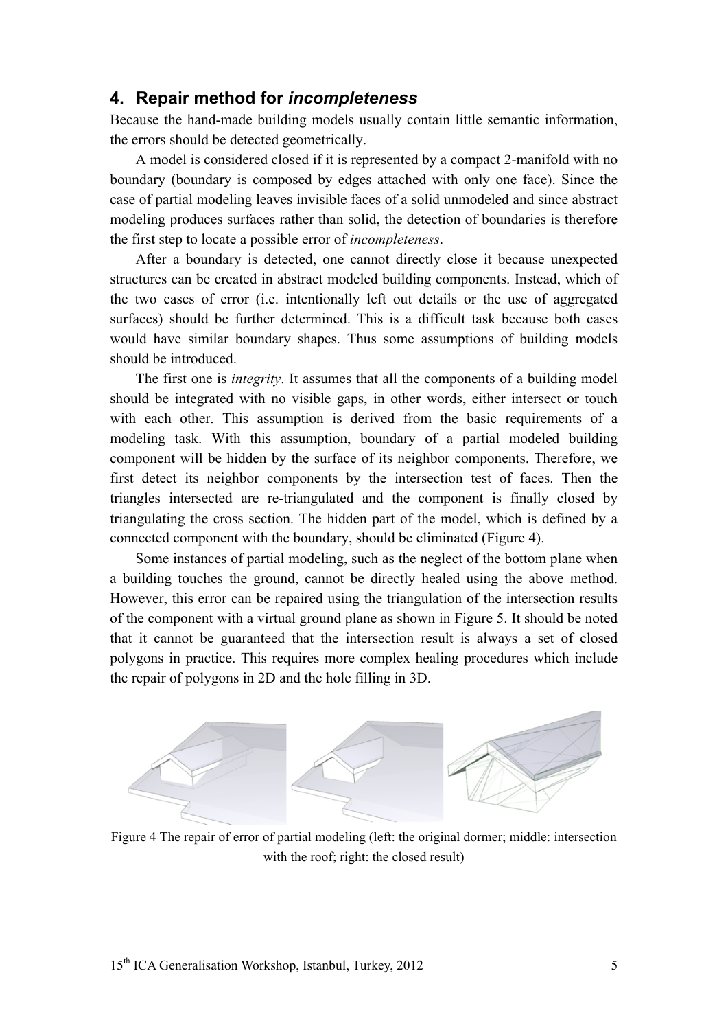## 4. Repair method for *incompleteness*

Because the hand-made building models usually contain little semantic information, the errors should be detected geometrically.

A model is considered closed if it is represented by a compact 2-manifold with no boundary (boundary is composed by edges attached with only one face). Since the case of partial modeling leaves invisible faces of a solid unmodeled and since abstract modeling produces surfaces rather than solid, the detection of boundaries is therefore the first step to locate a possible error of *incompleteness*.

After a boundary is detected, one cannot directly close it because unexpected structures can be created in abstract modeled building components. Instead, which of the two cases of error (i.e. intentionally left out details or the use of aggregated surfaces) should be further determined. This is a difficult task because both cases would have similar boundary shapes. Thus some assumptions of building models should be introduced.

The first one is *integrity*. It assumes that all the components of a building model should be integrated with no visible gaps, in other words, either intersect or touch with each other. This assumption is derived from the basic requirements of a modeling task. With this assumption, boundary of a partial modeled building component will be hidden by the surface of its neighbor components. Therefore, we first detect its neighbor components by the intersection test of faces. Then the triangles intersected are re-triangulated and the component is finally closed by triangulating the cross section. The hidden part of the model, which is defined by a connected component with the boundary, should be eliminated (Figure 4).

Some instances of partial modeling, such as the neglect of the bottom plane when a building touches the ground, cannot be directly healed using the above method. However, this error can be repaired using the triangulation of the intersection results of the component with a virtual ground plane as shown in Figure 5. It should be noted that it cannot be guaranteed that the intersection result is always a set of closed polygons in practice. This requires more complex healing procedures which include the repair of polygons in 2D and the hole filling in 3D.

Figure 4 The repair of error of partial modeling (left: the original dormer; middle: intersection with the roof; right: the closed result)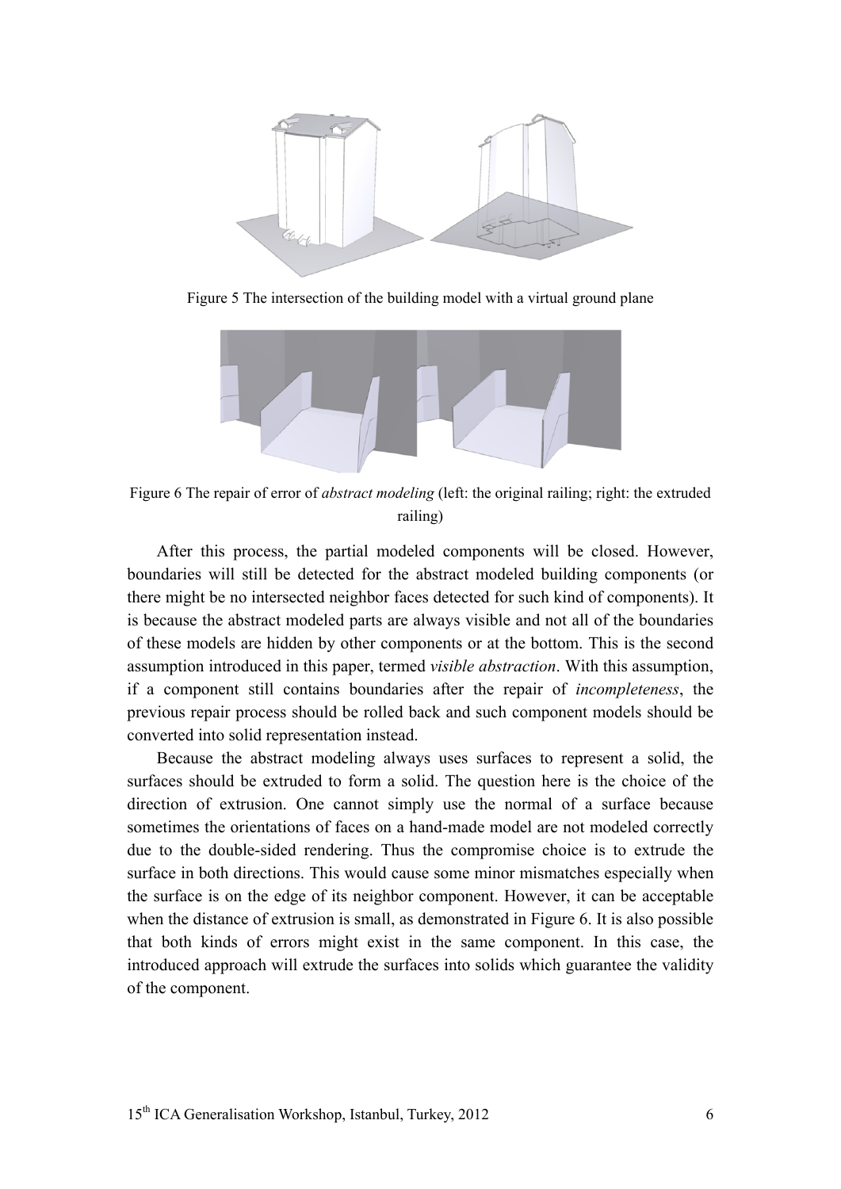Figure 5 The intersection of the building model with a virtual ground plane

Figure 6 The repair of error of *abstract modeling* (left: the original railing; right: the extruded railing)

After this process, the partial modeled components will be closed. However, boundaries will still be detected for the abstract modeled building components (or there might be no intersected neighbor faces detected for such kind of components). It is because the abstract modeled parts are always visible and not all of the boundaries of these models are hidden by other components or at the bottom. This is the second assumption introduced in this paper, termed *visible abstraction*. With this assumption, if a component still contains boundaries after the repair of *incompleteness*, the previous repair process should be rolled back and such component models should be converted into solid representation instead.

Because the abstract modeling always uses surfaces to represent a solid, the surfaces should be extruded to form a solid. The question here is the choice of the direction of extrusion. One cannot simply use the normal of a surface because sometimes the orientations of faces on a hand-made model are not modeled correctly due to the double-sided rendering. Thus the compromise choice is to extrude the surface in both directions. This would cause some minor mismatches especially when the surface is on the edge of its neighbor component. However, it can be acceptable when the distance of extrusion is small, as demonstrated in Figure 6. It is also possible that both kinds of errors might exist in the same component. In this case, the introduced approach will extrude the surfaces into solids which guarantee the validity of the component.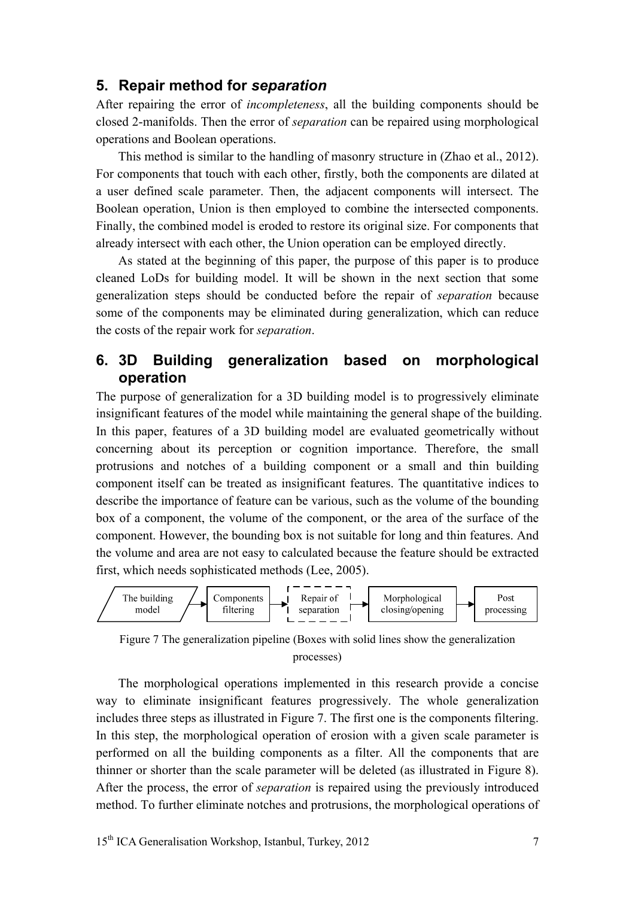## 5. Repair method for *separation*

After repairing the error of *incompleteness*, all the building components should be closed 2-manifolds. Then the error of *separation* can be repaired using morphological operations and Boolean operations.

This method is similar to the handling of masonry structure in (Zhao et al., 2012). For components that touch with each other, firstly, both the components are dilated at a user defined scale parameter. Then, the adjacent components will intersect. The Boolean operation, Union is then employed to combine the intersected components. Finally, the combined model is eroded to restore its original size. For components that already intersect with each other, the Union operation can be employed directly.

As stated at the beginning of this paper, the purpose of this paper is to produce cleaned LoDs for building model. It will be shown in the next section that some generalization steps should be conducted before the repair of *separation* because some of the components may be eliminated during generalization, which can reduce the costs of the repair work for *separation*.

## 6. 3D Building generalization based on morphological operation

The purpose of generalization for a 3D building model is to progressively eliminate insignificant features of the model while maintaining the general shape of the building. In this paper, features of a 3D building model are evaluated geometrically without concerning about its perception or cognition importance. Therefore, the small protrusions and notches of a building component or a small and thin building component itself can be treated as insignificant features. The quantitative indices to describe the importance of feature can be various, such as the volume of the bounding box of a component, the volume of the component, or the area of the surface of the component. However, the bounding box is not suitable for long and thin features. And the volume and area are not easy to calculated because the feature should be extracted first, which needs sophisticated methods (Lee, 2005).

The building model → Components filtering → Repair of separation → Morphological closing/opening → Post processing

Figure 7 The generalization pipeline (Boxes with solid lines show the generalization processes)

The morphological operations implemented in this research provide a concise way to eliminate insignificant features progressively. The whole generalization includes three steps as illustrated in Figure 7. The first one is the components filtering. In this step, the morphological operation of erosion with a given scale parameter is performed on all the building components as a filter. All the components that are thinner or shorter than the scale parameter will be deleted (as illustrated in Figure 8). After the process, the error of *separation* is repaired using the previously introduced method. To further eliminate notches and protrusions, the morphological operations of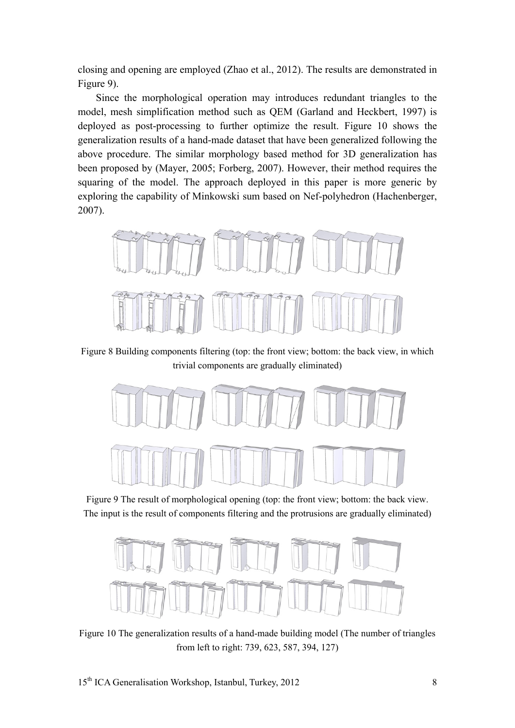closing and opening are employed (Zhao et al., 2012). The results are demonstrated in Figure 9).

Since the morphological operation may introduces redundant triangles to the model, mesh simplification method such as QEM (Garland and Heckbert, 1997) is deployed as post-processing to further optimize the result. Figure 10 shows the generalization results of a hand-made dataset that have been generalized following the above procedure. The similar morphology based method for 3D generalization has been proposed by (Mayer, 2005; Forberg, 2007). However, their method requires the squaring of the model. The approach deployed in this paper is more generic by exploring the capability of Minkowski sum based on Nef-polyhedron (Hachenberger, 2007).

Figure 8 Building components filtering (top: the front view; bottom: the back view, in which trivial components are gradually eliminated)

Figure 9 The result of morphological opening (top: the front view; bottom: the back view. The input is the result of components filtering and the protrusions are gradually eliminated)

Figure 10 The generalization results of a hand-made building model (The number of triangles from left to right: 739, 623, 587, 394, 127)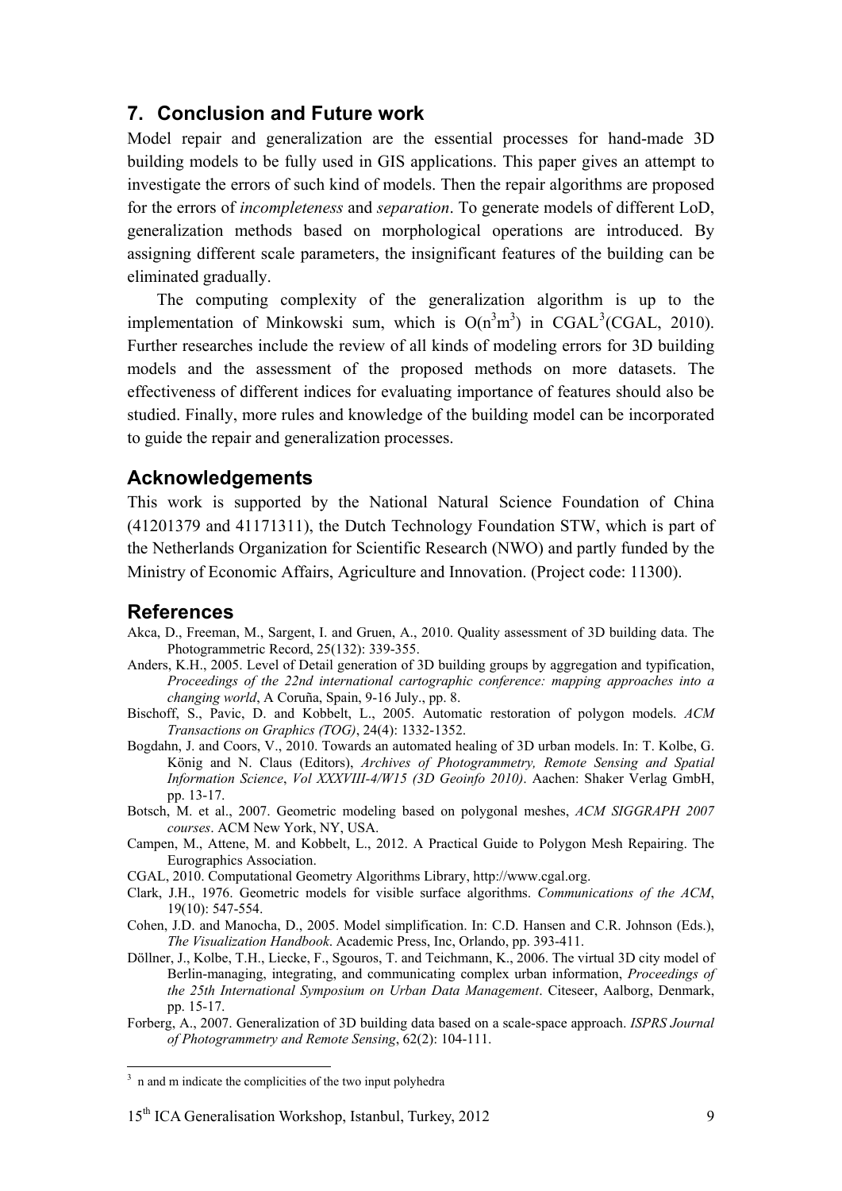## 7. Conclusion and Future work

Model repair and generalization are the essential processes for hand-made 3D building models to be fully used in GIS applications. This paper gives an attempt to investigate the errors of such kind of models. Then the repair algorithms are proposed for the errors of *incompleteness* and *separation*. To generate models of different LoD, generalization methods based on morphological operations are introduced. By assigning different scale parameters, the insignificant features of the building can be eliminated gradually.

The computing complexity of the generalization algorithm is up to the implementation of Minkowski sum, which is $O(n^3m^3)$ in CGAL[3](CGAL, 2010). Further researches include the review of all kinds of modeling errors for 3D building models and the assessment of the proposed methods on more datasets. The effectiveness of different indices for evaluating importance of features should also be studied. Finally, more rules and knowledge of the building model can be incorporated to guide the repair and generalization processes.

## Acknowledgements

This work is supported by the National Natural Science Foundation of China (41201379 and 41171311), the Dutch Technology Foundation STW, which is part of the Netherlands Organization for Scientific Research (NWO) and partly funded by the Ministry of Economic Affairs, Agriculture and Innovation. (Project code: 11300).

## References

Akca, D., Freeman, M., Sargent, I. and Gruen, A., 2010. Quality assessment of 3D building data. The Photogrammetric Record, 25(132): 339-355.

Anders, K.H., 2005. Level of Detail generation of 3D building groups by aggregation and typification, *Proceedings of the 22nd international cartographic conference: mapping approaches into a changing world*, A Coruña, Spain, 9-16 July., pp. 8.

Bischoff, S., Pavic, D. and Kobbelt, L., 2005. Automatic restoration of polygon models. *ACM Transactions on Graphics (TOG)*, 24(4): 1332-1352.

Bogdahn, J. and Coors, V., 2010. Towards an automated healing of 3D urban models. In: T. Kolbe, G. König and N. Claus (Editors), *Archives of Photogrammetry, Remote Sensing and Spatial Information Science*, *Vol XXXVIII-4/W15 (3D Geoinfo 2010)*. Aachen: Shaker Verlag GmbH, pp. 13-17.

Botsch, M. et al., 2007. Geometric modeling based on polygonal meshes, *ACM SIGGRAPH 2007 courses*. ACM New York, NY, USA.

Campen, M., Attene, M. and Kobbelt, L., 2012. A Practical Guide to Polygon Mesh Repairing. The Eurographics Association.

CGAL, 2010. Computational Geometry Algorithms Library, http://www.cgal.org.

Clark, J.H., 1976. Geometric models for visible surface algorithms. *Communications of the ACM*, 19(10): 547-554.

Cohen, J.D. and Manocha, D., 2005. Model simplification. In: C.D. Hansen and C.R. Johnson (Eds.), *The Visualization Handbook*. Academic Press, Inc, Orlando, pp. 393-411.

Döllner, J., Kolbe, T.H., Liecke, F., Sgouros, T. and Teichmann, K., 2006. The virtual 3D city model of Berlin-managing, integrating, and communicating complex urban information, *Proceedings of the 25th International Symposium on Urban Data Management*. Citeseer, Aalborg, Denmark, pp. 15-17.

Forberg, A., 2007. Generalization of 3D building data based on a scale-space approach. *ISPRS Journal of Photogrammetry and Remote Sensing*, 62(2): 104-111.

---

[3] n and m indicate the complicities of the two input polyhedra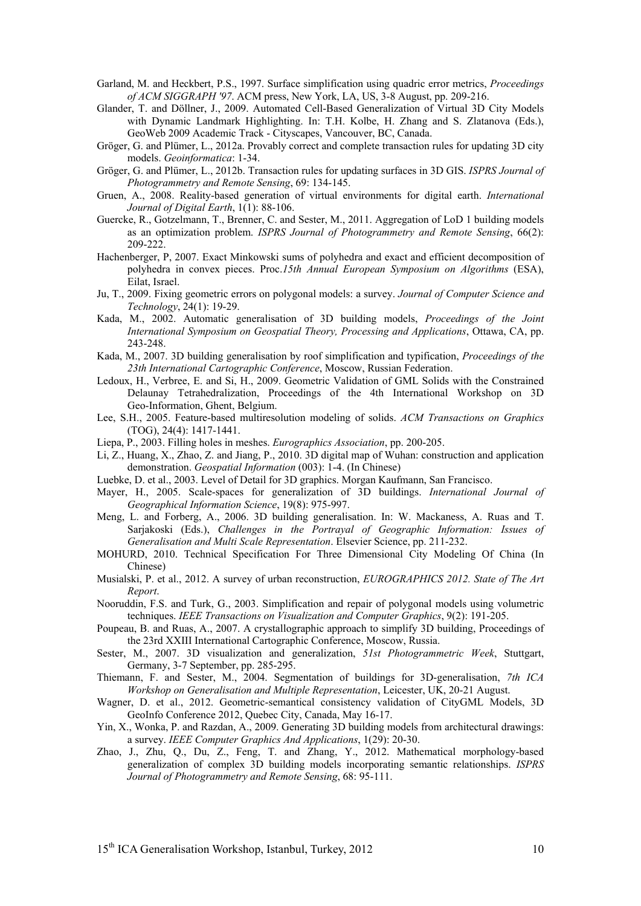Garland, M. and Heckbert, P.S., 1997. Surface simplification using quadric error metrics, *Proceedings of ACM SIGGRAPH '97*. ACM press, New York, LA, US, 3-8 August, pp. 209-216.

Glander, T. and Döllner, J., 2009. Automated Cell-Based Generalization of Virtual 3D City Models with Dynamic Landmark Highlighting. In: T.H. Kolbe, H. Zhang and S. Zlatanova (Eds.), GeoWeb 2009 Academic Track - Cityscapes, Vancouver, BC, Canada.

Gröger, G. and Plümer, L., 2012a. Provably correct and complete transaction rules for updating 3D city models. *Geoinformatica*: 1-34.

Gröger, G. and Plümer, L., 2012b. Transaction rules for updating surfaces in 3D GIS. *ISPRS Journal of Photogrammetry and Remote Sensing*, 69: 134-145.

Gruen, A., 2008. Reality-based generation of virtual environments for digital earth. *International Journal of Digital Earth*, 1(1): 88-106.

Guercke, R., Gotzelmann, T., Brenner, C. and Sester, M., 2011. Aggregation of LoD 1 building models as an optimization problem. *ISPRS Journal of Photogrammetry and Remote Sensing*, 66(2): 209-222.

Hachenberger, P, 2007. Exact Minkowski sums of polyhedra and exact and efficient decomposition of polyhedra in convex pieces. Proc.*15th Annual European Symposium on Algorithms* (ESA), Eilat, Israel.

Ju, T., 2009. Fixing geometric errors on polygonal models: a survey. *Journal of Computer Science and Technology*, 24(1): 19-29.

Kada, M., 2002. Automatic generalisation of 3D building models, *Proceedings of the Joint International Symposium on Geospatial Theory, Processing and Applications*, Ottawa, CA, pp. 243-248.

Kada, M., 2007. 3D building generalisation by roof simplification and typification, *Proceedings of the 23th International Cartographic Conference*, Moscow, Russian Federation.

Ledoux, H., Verbree, E. and Si, H., 2009. Geometric Validation of GML Solids with the Constrained Delaunay Tetrahedralization, Proceedings of the 4th International Workshop on 3D Geo-Information, Ghent, Belgium.

Lee, S.H., 2005. Feature-based multiresolution modeling of solids. *ACM Transactions on Graphics* (TOG), 24(4): 1417-1441.

Liepa, P., 2003. Filling holes in meshes. *Eurographics Association*, pp. 200-205.

Li, Z., Huang, X., Zhao, Z. and Jiang, P., 2010. 3D digital map of Wuhan: construction and application demonstration. *Geospatial Information* (003): 1-4. (In Chinese)

Luebke, D. et al., 2003. Level of Detail for 3D graphics. Morgan Kaufmann, San Francisco.

Mayer, H., 2005. Scale-spaces for generalization of 3D buildings. *International Journal of Geographical Information Science*, 19(8): 975-997.

Meng, L. and Forberg, A., 2006. 3D building generalisation. In: W. Mackaness, A. Ruas and T. Sarjakoski (Eds.), *Challenges in the Portrayal of Geographic Information: Issues of Generalisation and Multi Scale Representation*. Elsevier Science, pp. 211-232.

MOHURD, 2010. Technical Specification For Three Dimensional City Modeling Of China (In Chinese)

Musialski, P. et al., 2012. A survey of urban reconstruction, *EUROGRAPHICS 2012. State of The Art Report*.

Nooruddin, F.S. and Turk, G., 2003. Simplification and repair of polygonal models using volumetric techniques. *IEEE Transactions on Visualization and Computer Graphics*, 9(2): 191-205.

Poupeau, B. and Ruas, A., 2007. A crystallographic approach to simplify 3D building, Proceedings of the 23rd XXIII International Cartographic Conference, Moscow, Russia.

Sester, M., 2007. 3D visualization and generalization, *51st Photogrammetric Week*, Stuttgart, Germany, 3-7 September, pp. 285-295.

Thiemann, F. and Sester, M., 2004. Segmentation of buildings for 3D-generalisation, *7th ICA Workshop on Generalisation and Multiple Representation*, Leicester, UK, 20-21 August.

Wagner, D. et al., 2012. Geometric-semantical consistency validation of CityGML Models, 3D GeoInfo Conference 2012, Quebec City, Canada, May 16-17.

Yin, X., Wonka, P. and Razdan, A., 2009. Generating 3D building models from architectural drawings: a survey. *IEEE Computer Graphics And Applications*, 1(29): 20-30.

Zhao, J., Zhu, Q., Du, Z., Feng, T. and Zhang, Y., 2012. Mathematical morphology-based generalization of complex 3D building models incorporating semantic relationships. *ISPRS Journal of Photogrammetry and Remote Sensing*, 68: 95-111.